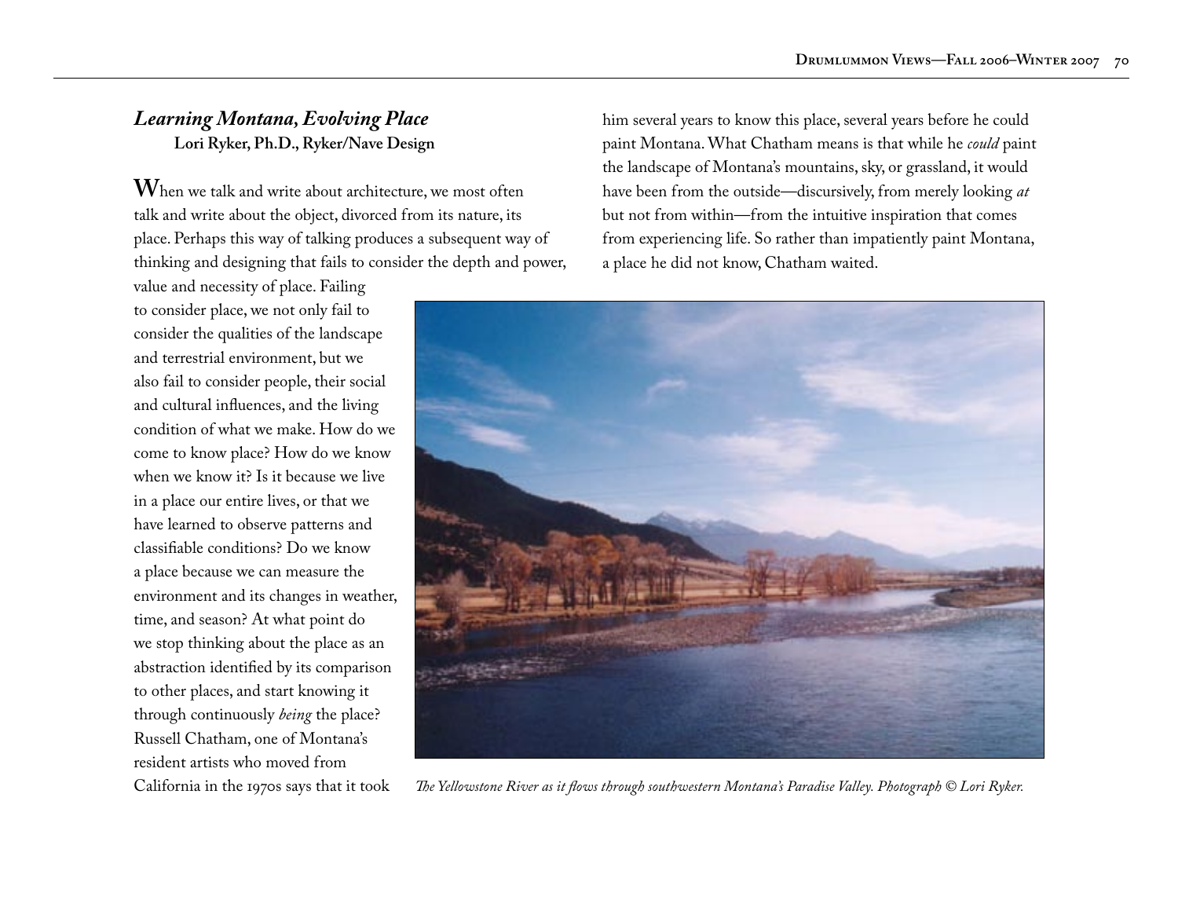## *Learning Montana, Evolving Place*

**Lori Ryker, Ph.D., Ryker/Nave Design**

When we talk and write about architecture, we most often talk and write about the object, divorced from its nature, its place. Perhaps this way of talking produces a subsequent way of thinking and designing that fails to consider the depth and power, value and necessity of place. Failing to consider place, we not only fail to consider the qualities of the landscape and terrestrial environment, but we also fail to consider people, their social and cultural influences, and the living condition of what we make. How do we come to know place? How do we know when we know it? Is it because we live in a place our entire lives, or that we have learned to observe patterns and classifiable conditions? Do we know a place because we can measure the environment and its changes in weather, time, and season? At what point do we stop thinking about the place as an abstraction identified by its comparison to other places, and start knowing it through continuously *being* the place? Russell Chatham, one of Montana's resident artists who moved from California in the 1970s says that it took him several years to know this place, several years before he could paint Montana. What Chatham means is that while he *could* paint the landscape of Montana's mountains, sky, or grassland, it would have been from the outside—discursively, from merely looking *at* but not from within—from the intuitive inspiration that comes from experiencing life. So rather than impatiently paint Montana, a place he did not know, Chatham waited.

*The Yellowstone River as it flows through southwestern Montana's Paradise Valley. Photograph © Lori Ryker.*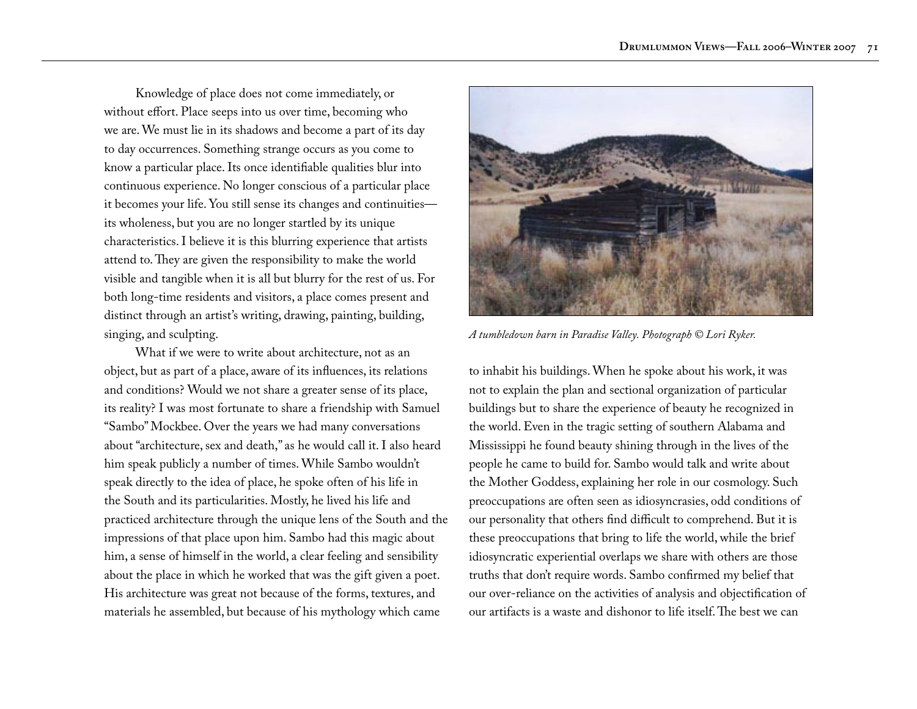Knowledge of place does not come immediately, or without effort. Place seeps into us over time, becoming who we are. We must lie in its shadows and become a part of its day to day occurrences. Something strange occurs as you come to know a particular place. Its once identifiable qualities blur into continuous experience. No longer conscious of a particular place it becomes your life. You still sense its changes and continuities—its wholeness, but you are no longer startled by its unique characteristics. I believe it is this blurring experience that artists attend to. They are given the responsibility to make the world visible and tangible when it is all but blurry for the rest of us. For both long-time residents and visitors, a place comes present and distinct through an artist's writing, drawing, painting, building, singing, and sculpting.

What if we were to write about architecture, not as an object, but as part of a place, aware of its influences, its relations and conditions? Would we not share a greater sense of its place, its reality? I was most fortunate to share a friendship with Samuel "Sambo" Mockbee. Over the years we had many conversations about "architecture, sex and death," as he would call it. I also heard him speak publicly a number of times. While Sambo wouldn't speak directly to the idea of place, he spoke often of his life in the South and its particularities. Mostly, he lived his life and practiced architecture through the unique lens of the South and the impressions of that place upon him. Sambo had this magic about him, a sense of himself in the world, a clear feeling and sensibility about the place in which he worked that was the gift given a poet. His architecture was great not because of the forms, textures, and materials he assembled, but because of his mythology which came to inhabit his buildings. When he spoke about his work, it was not to explain the plan and sectional organization of particular buildings but to share the experience of beauty he recognized in the world. Even in the tragic setting of southern Alabama and Mississippi he found beauty shining through in the lives of the people he came to build for. Sambo would talk and write about the Mother Goddess, explaining her role in our cosmology. Such preoccupations are often seen as idiosyncrasies, odd conditions of our personality that others find difficult to comprehend. But it is these preoccupations that bring to life the world, while the brief idiosyncratic experiential overlaps we share with others are those truths that don't require words. Sambo confirmed my belief that our over-reliance on the activities of analysis and objectification of our artifacts is a waste and dishonor to life itself. The best we can

*A tumbledown barn in Paradise Valley. Photograph © Lori Ryker.*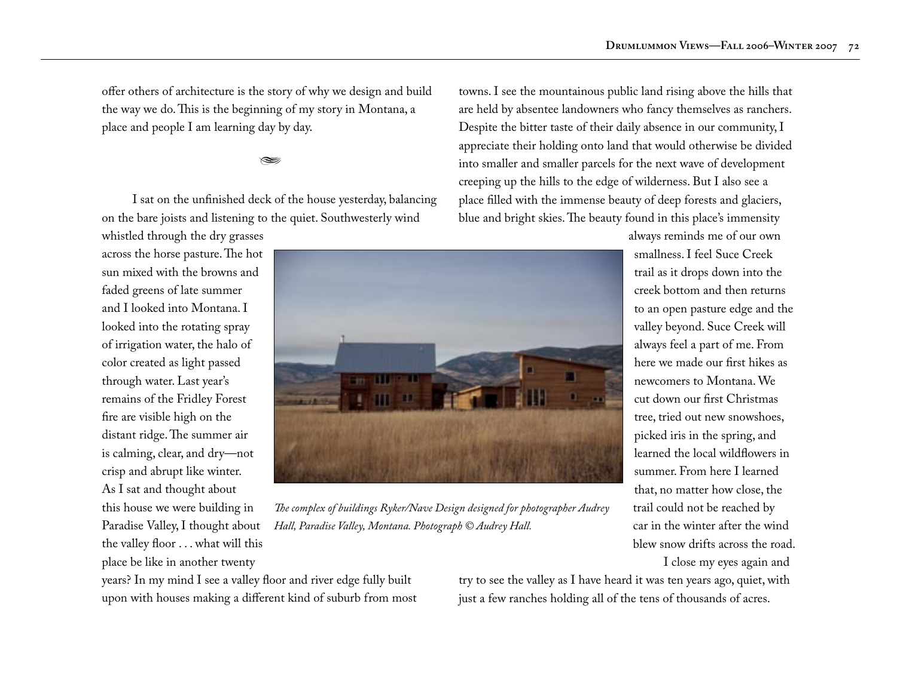offer others of architecture is the story of why we design and build the way we do. This is the beginning of my story in Montana, a place and people I am learning day by day.

I sat on the unfinished deck of the house yesterday, balancing on the bare joists and listening to the quiet. Southwesterly wind whistled through the dry grasses across the horse pasture. The hot sun mixed with the browns and faded greens of late summer and I looked into Montana. I looked into the rotating spray of irrigation water, the halo of color created as light passed through water. Last year's remains of the Fridley Forest fire are visible high on the distant ridge. The summer air is calming, clear, and dry—not crisp and abrupt like winter. As I sat and thought about this house we were building in Paradise Valley, I thought about the valley floor . . . what will this place be like in another twenty years? In my mind I see a valley floor and river edge fully built upon with houses making a different kind of suburb from most towns. I see the mountainous public land rising above the hills that are held by absentee landowners who fancy themselves as ranchers. Despite the bitter taste of their daily absence in our community, I appreciate their holding onto land that would otherwise be divided into smaller and smaller parcels for the next wave of development creeping up the hills to the edge of wilderness. But I also see a place filled with the immense beauty of deep forests and glaciers, blue and bright skies. The beauty found in this place's immensity always reminds me of our own smallness. I feel Suce Creek trail as it drops down into the creek bottom and then returns to an open pasture edge and the valley beyond. Suce Creek will always feel a part of me. From here we made our first hikes as newcomers to Montana. We cut down our first Christmas tree, tried out new snowshoes, picked iris in the spring, and learned the local wildflowers in summer. From here I learned that, no matter how close, the trail could not be reached by car in the winter after the wind blew snow drifts across the road.

*The complex of buildings Ryker/Nave Design designed for photographer Audrey Hall, Paradise Valley, Montana. Photograph © Audrey Hall.*

I close my eyes again and try to see the valley as I have heard it was ten years ago, quiet, with just a few ranches holding all of the tens of thousands of acres.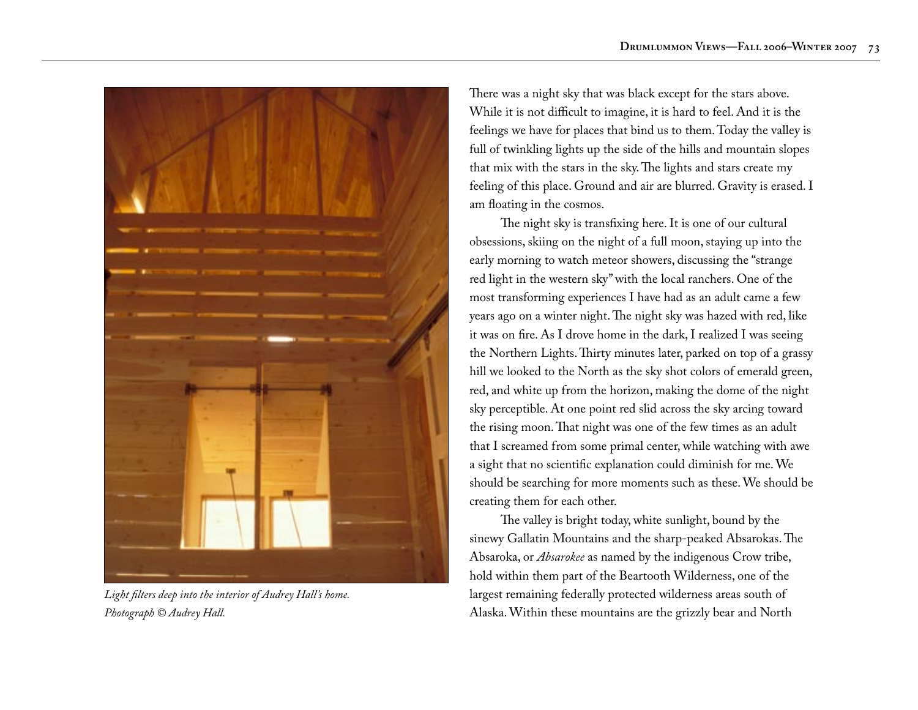*Light filters deep into the interior of Audrey Hall's home. Photograph © Audrey Hall.*

There was a night sky that was black except for the stars above. While it is not difficult to imagine, it is hard to feel. And it is the feelings we have for places that bind us to them. Today the valley is full of twinkling lights up the side of the hills and mountain slopes that mix with the stars in the sky. The lights and stars create my feeling of this place. Ground and air are blurred. Gravity is erased. I am floating in the cosmos.

The night sky is transfixing here. It is one of our cultural obsessions, skiing on the night of a full moon, staying up into the early morning to watch meteor showers, discussing the "strange red light in the western sky" with the local ranchers. One of the most transforming experiences I have had as an adult came a few years ago on a winter night. The night sky was hazed with red, like it was on fire. As I drove home in the dark, I realized I was seeing the Northern Lights. Thirty minutes later, parked on top of a grassy hill we looked to the North as the sky shot colors of emerald green, red, and white up from the horizon, making the dome of the night sky perceptible. At one point red slid across the sky arcing toward the rising moon. That night was one of the few times as an adult that I screamed from some primal center, while watching with awe a sight that no scientific explanation could diminish for me. We should be searching for more moments such as these. We should be creating them for each other.

The valley is bright today, white sunlight, bound by the sinewy Gallatin Mountains and the sharp-peaked Absarokas. The Absaroka, or *Absarokee* as named by the indigenous Crow tribe, hold within them part of the Beartooth Wilderness, one of the largest remaining federally protected wilderness areas south of Alaska. Within these mountains are the grizzly bear and North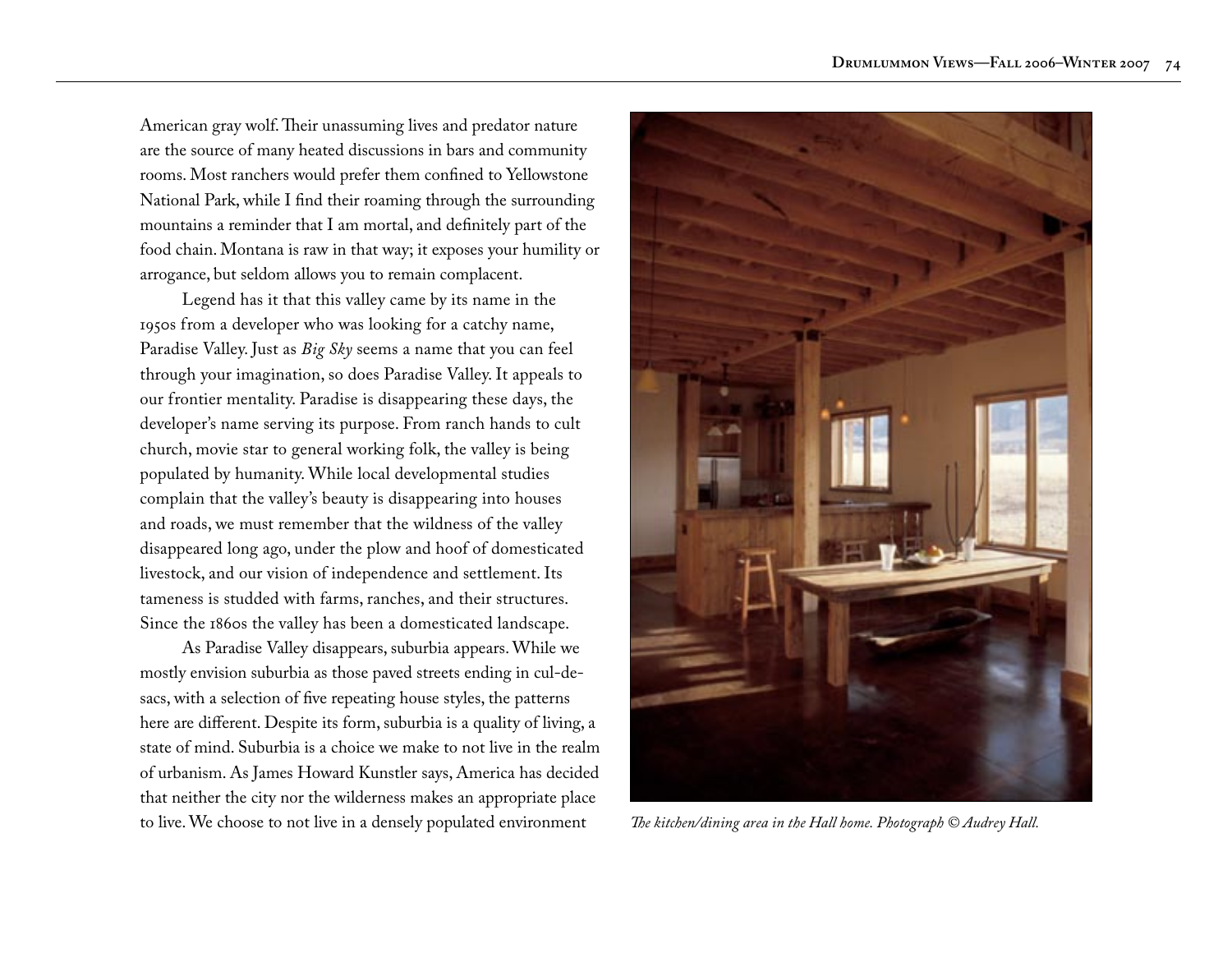American gray wolf. Their unassuming lives and predator nature are the source of many heated discussions in bars and community rooms. Most ranchers would prefer them confined to Yellowstone National Park, while I find their roaming through the surrounding mountains a reminder that I am mortal, and definitely part of the food chain. Montana is raw in that way; it exposes your humility or arrogance, but seldom allows you to remain complacent.

Legend has it that this valley came by its name in the 1950s from a developer who was looking for a catchy name, Paradise Valley. Just as *Big Sky* seems a name that you can feel through your imagination, so does Paradise Valley. It appeals to our frontier mentality. Paradise is disappearing these days, the developer's name serving its purpose. From ranch hands to cult church, movie star to general working folk, the valley is being populated by humanity. While local developmental studies complain that the valley's beauty is disappearing into houses and roads, we must remember that the wildness of the valley disappeared long ago, under the plow and hoof of domesticated livestock, and our vision of independence and settlement. Its tameness is studded with farms, ranches, and their structures. Since the 1860s the valley has been a domesticated landscape.

As Paradise Valley disappears, suburbia appears. While we mostly envision suburbia as those paved streets ending in cul-de-sacs, with a selection of five repeating house styles, the patterns here are different. Despite its form, suburbia is a quality of living, a state of mind. Suburbia is a choice we make to not live in the realm of urbanism. As James Howard Kunstler says, America has decided that neither the city nor the wilderness makes an appropriate place to live. We choose to not live in a densely populated environment

*The kitchen/dining area in the Hall home. Photograph © Audrey Hall.*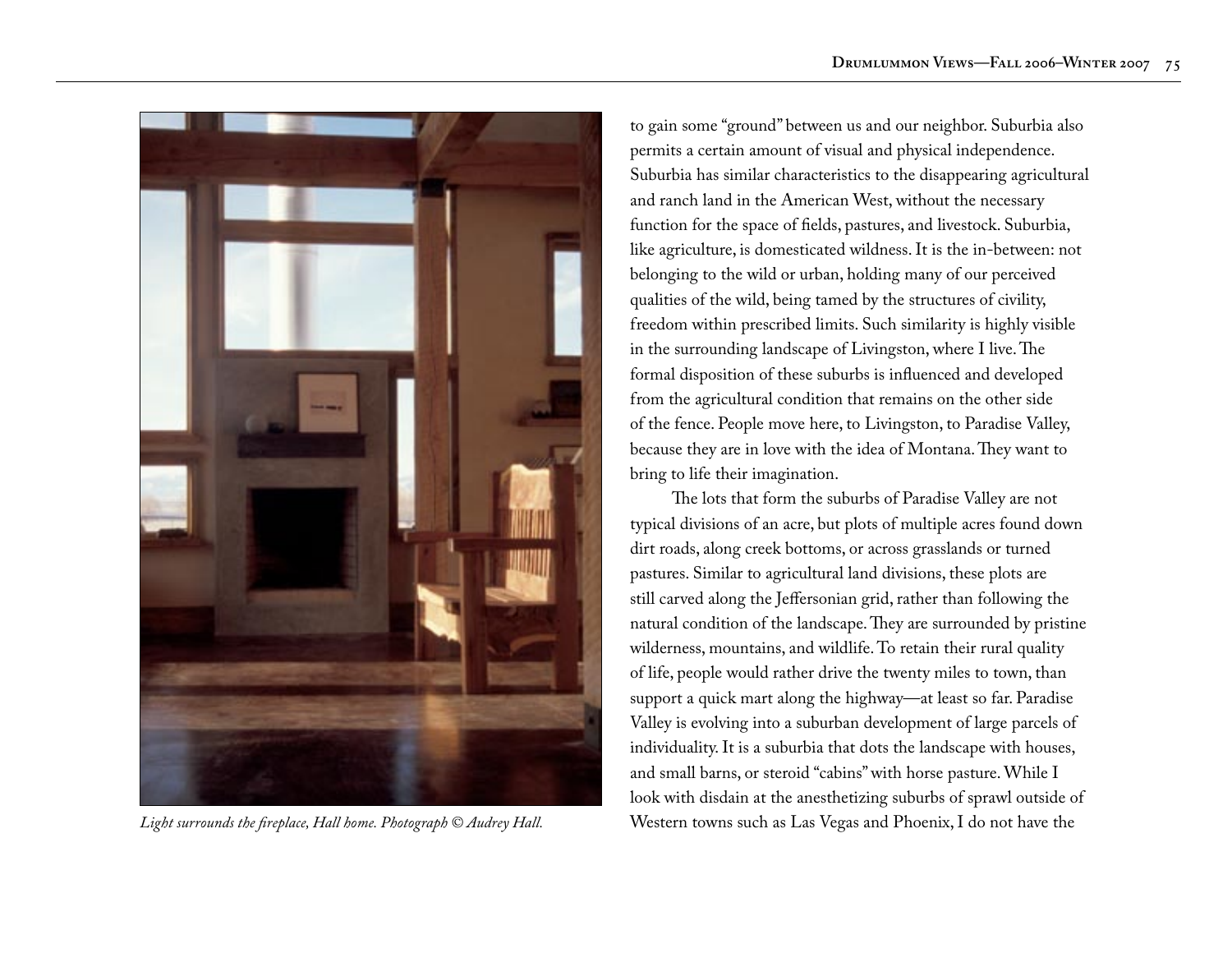*Light surrounds the fireplace, Hall home. Photograph © Audrey Hall.*

to gain some "ground" between us and our neighbor. Suburbia also permits a certain amount of visual and physical independence. Suburbia has similar characteristics to the disappearing agricultural and ranch land in the American West, without the necessary function for the space of fields, pastures, and livestock. Suburbia, like agriculture, is domesticated wildness. It is the in-between: not belonging to the wild or urban, holding many of our perceived qualities of the wild, being tamed by the structures of civility, freedom within prescribed limits. Such similarity is highly visible in the surrounding landscape of Livingston, where I live. The formal disposition of these suburbs is influenced and developed from the agricultural condition that remains on the other side of the fence. People move here, to Livingston, to Paradise Valley, because they are in love with the idea of Montana. They want to bring to life their imagination.

The lots that form the suburbs of Paradise Valley are not typical divisions of an acre, but plots of multiple acres found down dirt roads, along creek bottoms, or across grasslands or turned pastures. Similar to agricultural land divisions, these plots are still carved along the Jeffersonian grid, rather than following the natural condition of the landscape. They are surrounded by pristine wilderness, mountains, and wildlife. To retain their rural quality of life, people would rather drive the twenty miles to town, than support a quick mart along the highway—at least so far. Paradise Valley is evolving into a suburban development of large parcels of individuality. It is a suburbia that dots the landscape with houses, and small barns, or steroid "cabins" with horse pasture. While I look with disdain at the anesthetizing suburbs of sprawl outside of Western towns such as Las Vegas and Phoenix, I do not have the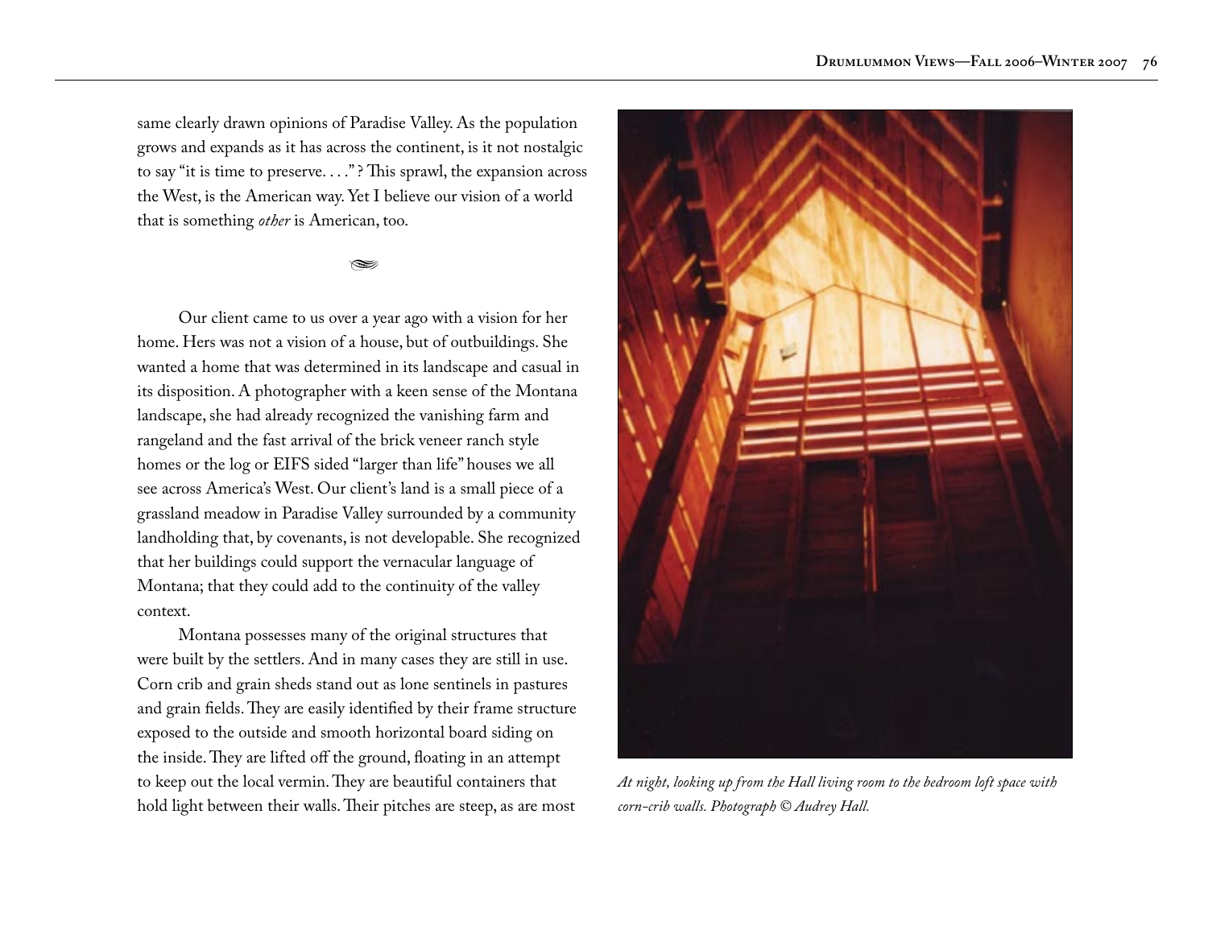same clearly drawn opinions of Paradise Valley. As the population grows and expands as it has across the continent, is it not nostalgic to say "it is time to preserve. . . ." ? This sprawl, the expansion across the West, is the American way. Yet I believe our vision of a world that is something *other* is American, too.

Our client came to us over a year ago with a vision for her home. Hers was not a vision of a house, but of outbuildings. She wanted a home that was determined in its landscape and casual in its disposition. A photographer with a keen sense of the Montana landscape, she had already recognized the vanishing farm and rangeland and the fast arrival of the brick veneer ranch style homes or the log or EIFS sided "larger than life" houses we all see across America's West. Our client's land is a small piece of a grassland meadow in Paradise Valley surrounded by a community landholding that, by covenants, is not developable. She recognized that her buildings could support the vernacular language of Montana; that they could add to the continuity of the valley context.

Montana possesses many of the original structures that were built by the settlers. And in many cases they are still in use. Corn crib and grain sheds stand out as lone sentinels in pastures and grain fields. They are easily identified by their frame structure exposed to the outside and smooth horizontal board siding on the inside. They are lifted off the ground, floating in an attempt to keep out the local vermin. They are beautiful containers that hold light between their walls. Their pitches are steep, as are most

*At night, looking up from the Hall living room to the bedroom loft space with corn-crib walls. Photograph © Audrey Hall.*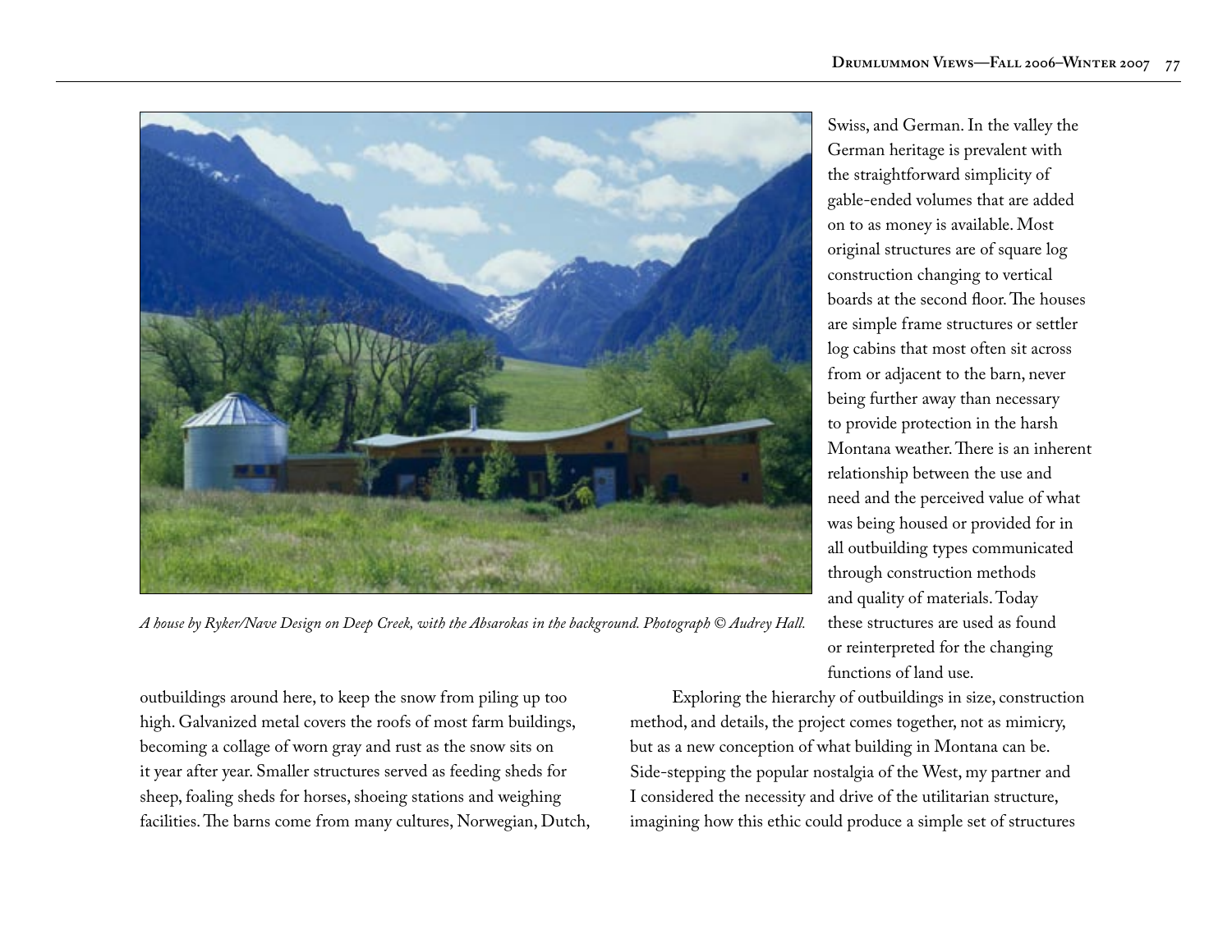*A house by Ryker/Nave Design on Deep Creek, with the Absarokas in the background. Photograph © Audrey Hall.*

outbuildings around here, to keep the snow from piling up too high. Galvanized metal covers the roofs of most farm buildings, becoming a collage of worn gray and rust as the snow sits on it year after year. Smaller structures served as feeding sheds for sheep, foaling sheds for horses, shoeing stations and weighing facilities. The barns come from many cultures, Norwegian, Dutch, Swiss, and German. In the valley the German heritage is prevalent with the straightforward simplicity of gable-ended volumes that are added on to as money is available. Most original structures are of square log construction changing to vertical boards at the second floor. The houses are simple frame structures or settler log cabins that most often sit across from or adjacent to the barn, never being further away than necessary to provide protection in the harsh Montana weather. There is an inherent relationship between the use and need and the perceived value of what was being housed or provided for in all outbuilding types communicated through construction methods and quality of materials. Today these structures are used as found or reinterpreted for the changing functions of land use.

Exploring the hierarchy of outbuildings in size, construction method, and details, the project comes together, not as mimicry, but as a new conception of what building in Montana can be. Side-stepping the popular nostalgia of the West, my partner and I considered the necessity and drive of the utilitarian structure, imagining how this ethic could produce a simple set of structures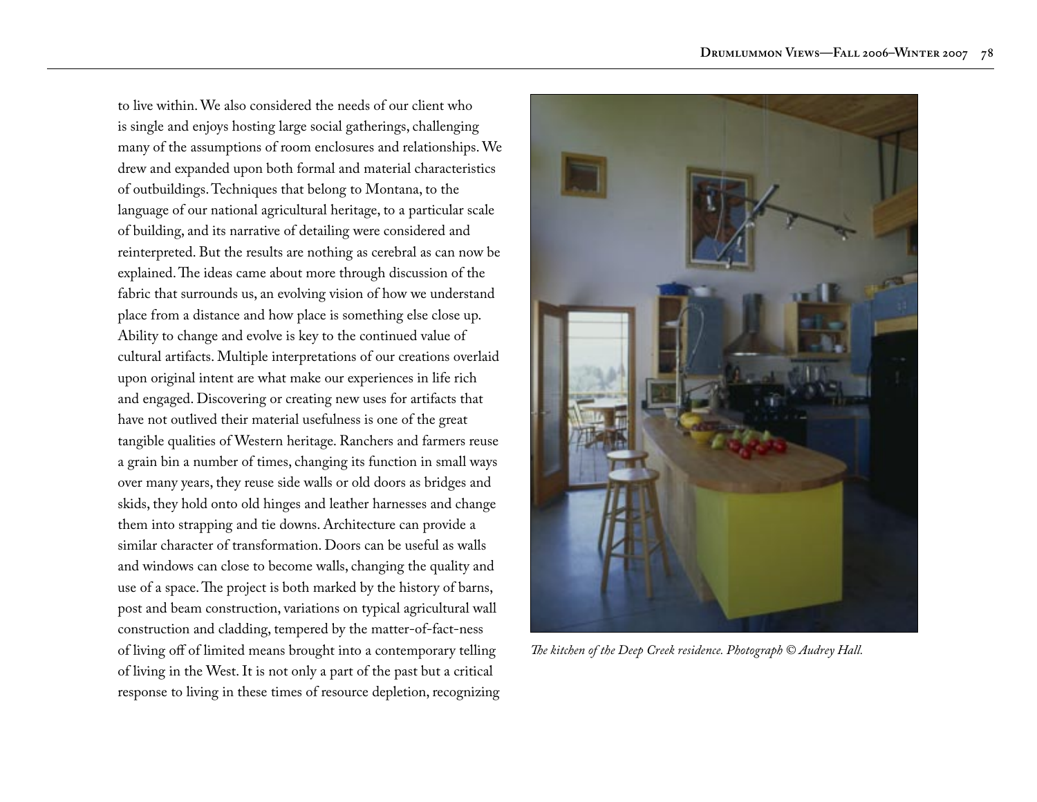to live within. We also considered the needs of our client who is single and enjoys hosting large social gatherings, challenging many of the assumptions of room enclosures and relationships. We drew and expanded upon both formal and material characteristics of outbuildings. Techniques that belong to Montana, to the language of our national agricultural heritage, to a particular scale of building, and its narrative of detailing were considered and reinterpreted. But the results are nothing as cerebral as can now be explained. The ideas came about more through discussion of the fabric that surrounds us, an evolving vision of how we understand place from a distance and how place is something else close up. Ability to change and evolve is key to the continued value of cultural artifacts. Multiple interpretations of our creations overlaid upon original intent are what make our experiences in life rich and engaged. Discovering or creating new uses for artifacts that have not outlived their material usefulness is one of the great tangible qualities of Western heritage. Ranchers and farmers reuse a grain bin a number of times, changing its function in small ways over many years, they reuse side walls or old doors as bridges and skids, they hold onto old hinges and leather harnesses and change them into strapping and tie downs. Architecture can provide a similar character of transformation. Doors can be useful as walls and windows can close to become walls, changing the quality and use of a space. The project is both marked by the history of barns, post and beam construction, variations on typical agricultural wall construction and cladding, tempered by the matter-of-fact-ness of living off of limited means brought into a contemporary telling of living in the West. It is not only a part of the past but a critical response to living in these times of resource depletion, recognizing

*The kitchen of the Deep Creek residence. Photograph © Audrey Hall.*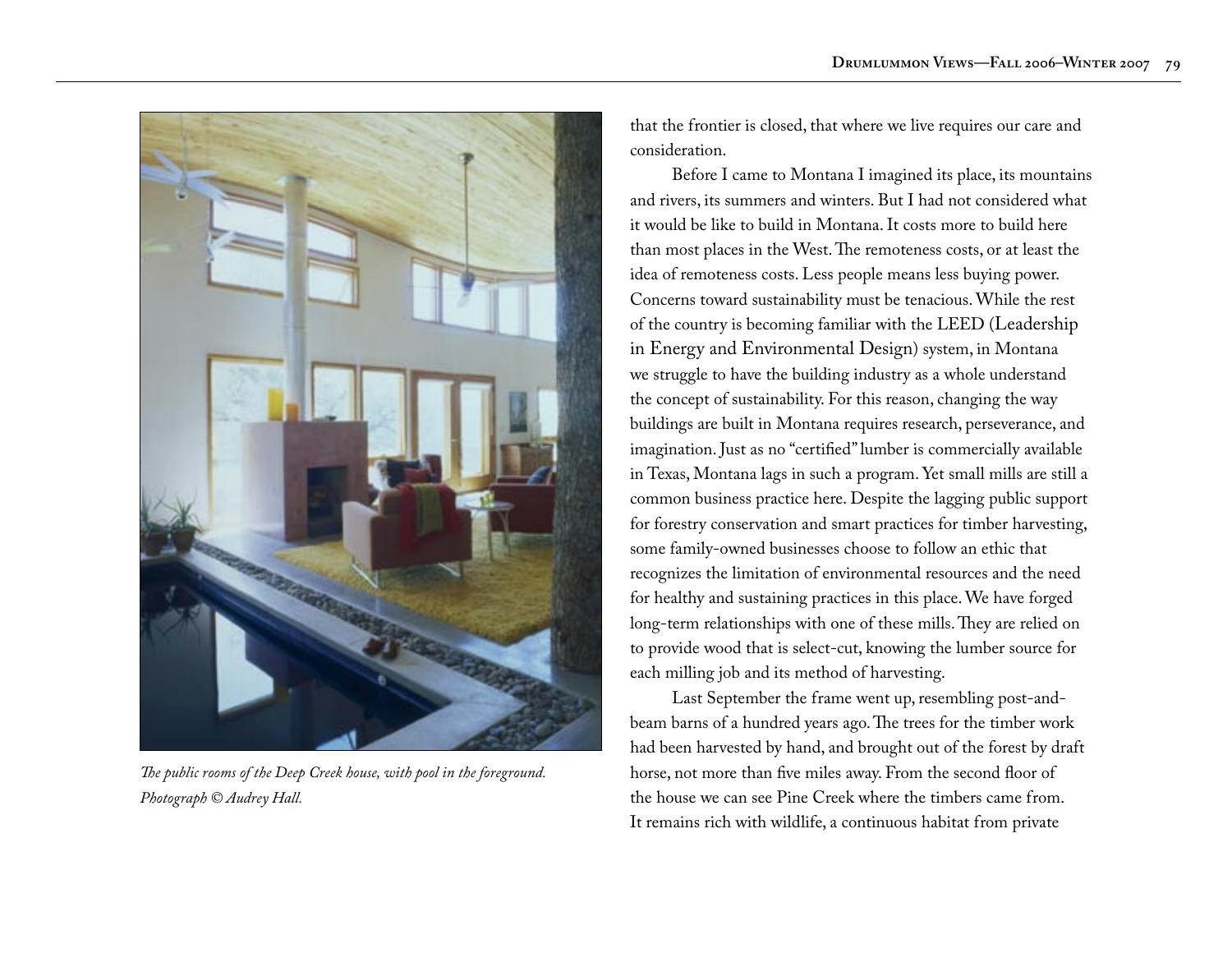*The public rooms of the Deep Creek house, with pool in the foreground. Photograph © Audrey Hall.*

that the frontier is closed, that where we live requires our care and consideration.

Before I came to Montana I imagined its place, its mountains and rivers, its summers and winters. But I had not considered what it would be like to build in Montana. It costs more to build here than most places in the West. The remoteness costs, or at least the idea of remoteness costs. Less people means less buying power. Concerns toward sustainability must be tenacious. While the rest of the country is becoming familiar with the LEED (Leadership in Energy and Environmental Design) system, in Montana we struggle to have the building industry as a whole understand the concept of sustainability. For this reason, changing the way buildings are built in Montana requires research, perseverance, and imagination. Just as no "certified" lumber is commercially available in Texas, Montana lags in such a program. Yet small mills are still a common business practice here. Despite the lagging public support for forestry conservation and smart practices for timber harvesting, some family-owned businesses choose to follow an ethic that recognizes the limitation of environmental resources and the need for healthy and sustaining practices in this place. We have forged long-term relationships with one of these mills. They are relied on to provide wood that is select-cut, knowing the lumber source for each milling job and its method of harvesting.

Last September the frame went up, resembling post-and-beam barns of a hundred years ago. The trees for the timber work had been harvested by hand, and brought out of the forest by draft horse, not more than five miles away. From the second floor of the house we can see Pine Creek where the timbers came from. It remains rich with wildlife, a continuous habitat from private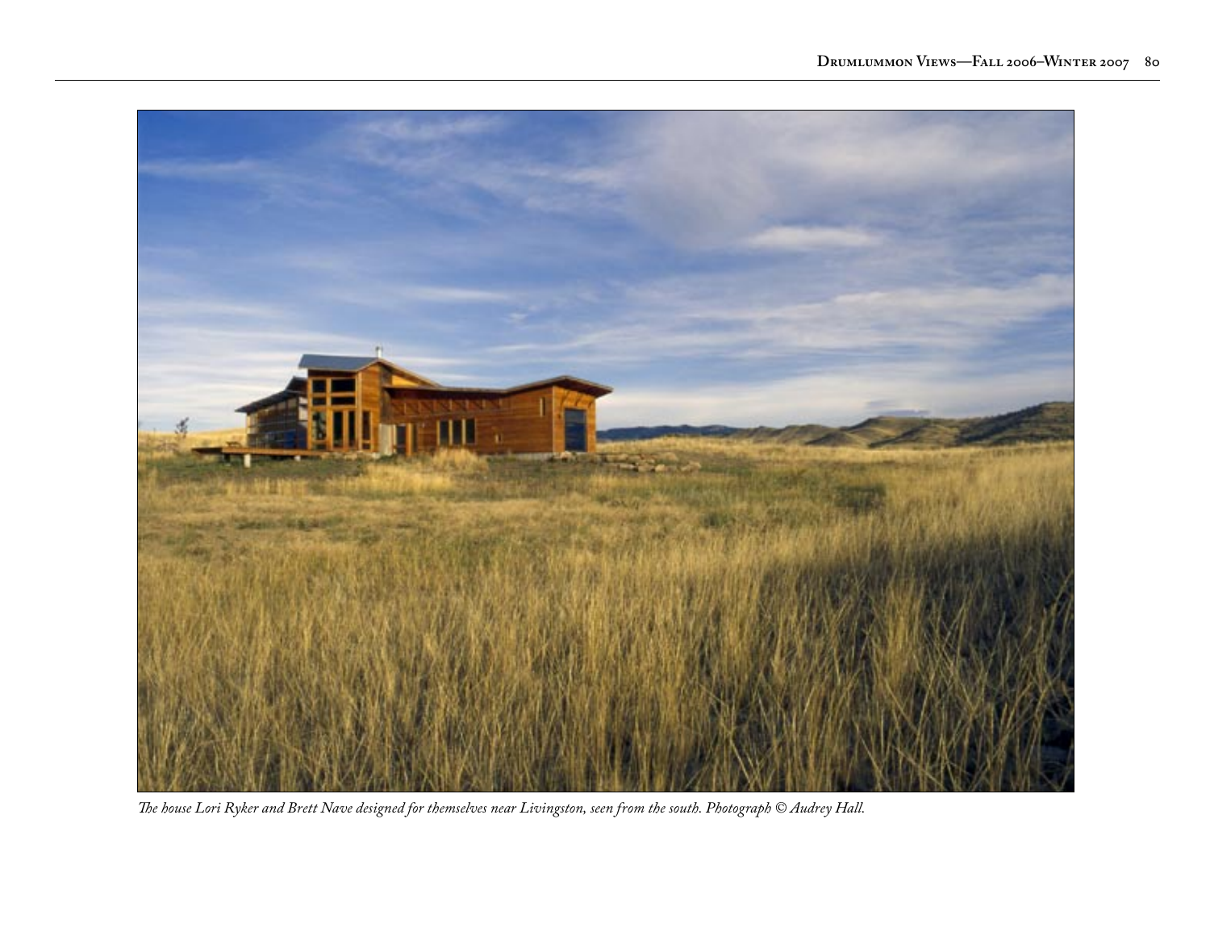*The house Lori Ryker and Brett Nave designed for themselves near Livingston, seen from the south. Photograph © Audrey Hall.*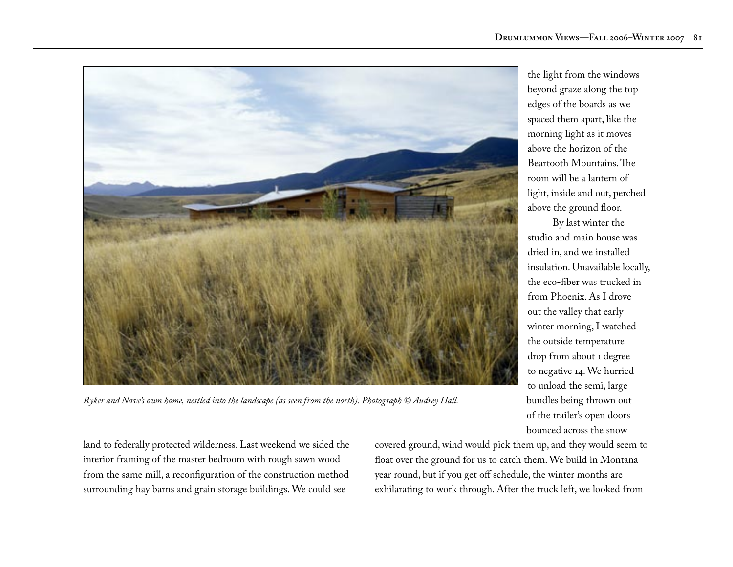*Ryker and Nave's own home, nestled into the landscape (as seen from the north). Photograph © Audrey Hall.*

land to federally protected wilderness. Last weekend we sided the interior framing of the master bedroom with rough sawn wood from the same mill, a reconfiguration of the construction method surrounding hay barns and grain storage buildings. We could see the light from the windows beyond graze along the top edges of the boards as we spaced them apart, like the morning light as it moves above the horizon of the Beartooth Mountains. The room will be a lantern of light, inside and out, perched above the ground floor.

By last winter the studio and main house was dried in, and we installed insulation. Unavailable locally, the eco-fiber was trucked in from Phoenix. As I drove out the valley that early winter morning, I watched the outside temperature drop from about 1 degree to negative 14. We hurried to unload the semi, large bundles being thrown out of the trailer's open doors bounced across the snow covered ground, wind would pick them up, and they would seem to float over the ground for us to catch them. We build in Montana year round, but if you get off schedule, the winter months are exhilarating to work through. After the truck left, we looked from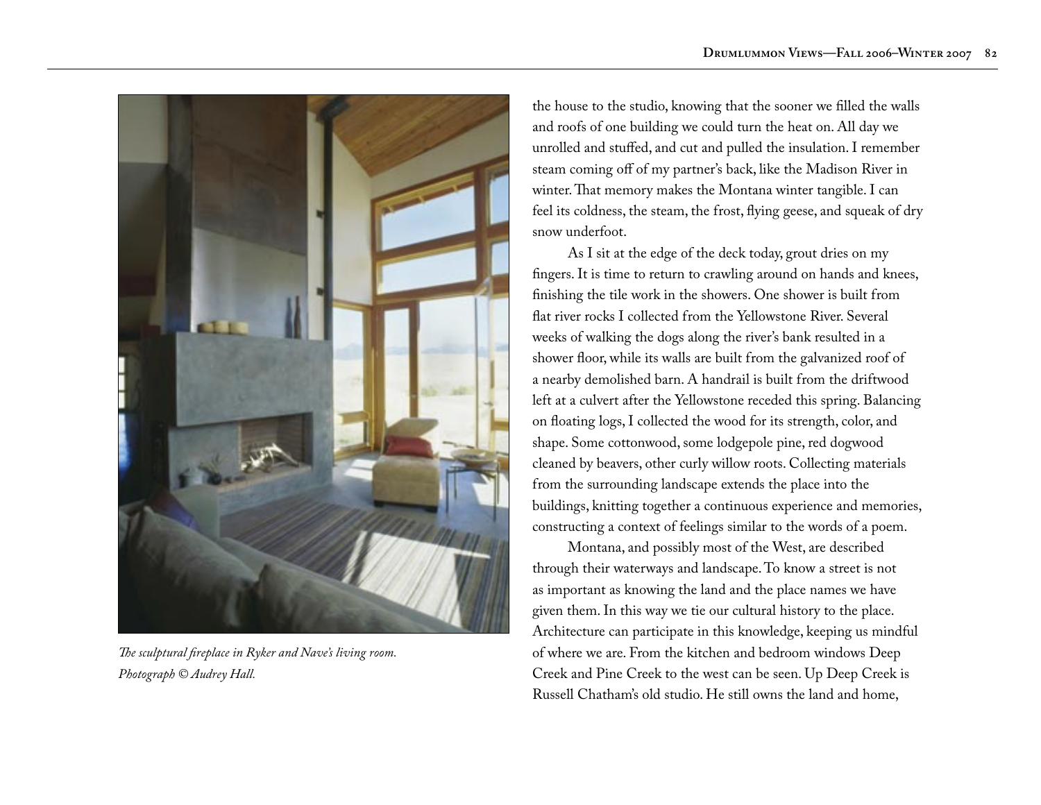*The sculptural fireplace in Ryker and Nave's living room. Photograph © Audrey Hall.*

the house to the studio, knowing that the sooner we filled the walls and roofs of one building we could turn the heat on. All day we unrolled and stuffed, and cut and pulled the insulation. I remember steam coming off of my partner's back, like the Madison River in winter. That memory makes the Montana winter tangible. I can feel its coldness, the steam, the frost, flying geese, and squeak of dry snow underfoot.

As I sit at the edge of the deck today, grout dries on my fingers. It is time to return to crawling around on hands and knees, finishing the tile work in the showers. One shower is built from flat river rocks I collected from the Yellowstone River. Several weeks of walking the dogs along the river's bank resulted in a shower floor, while its walls are built from the galvanized roof of a nearby demolished barn. A handrail is built from the driftwood left at a culvert after the Yellowstone receded this spring. Balancing on floating logs, I collected the wood for its strength, color, and shape. Some cottonwood, some lodgepole pine, red dogwood cleaned by beavers, other curly willow roots. Collecting materials from the surrounding landscape extends the place into the buildings, knitting together a continuous experience and memories, constructing a context of feelings similar to the words of a poem.

Montana, and possibly most of the West, are described through their waterways and landscape. To know a street is not as important as knowing the land and the place names we have given them. In this way we tie our cultural history to the place. Architecture can participate in this knowledge, keeping us mindful of where we are. From the kitchen and bedroom windows Deep Creek and Pine Creek to the west can be seen. Up Deep Creek is Russell Chatham's old studio. He still owns the land and home,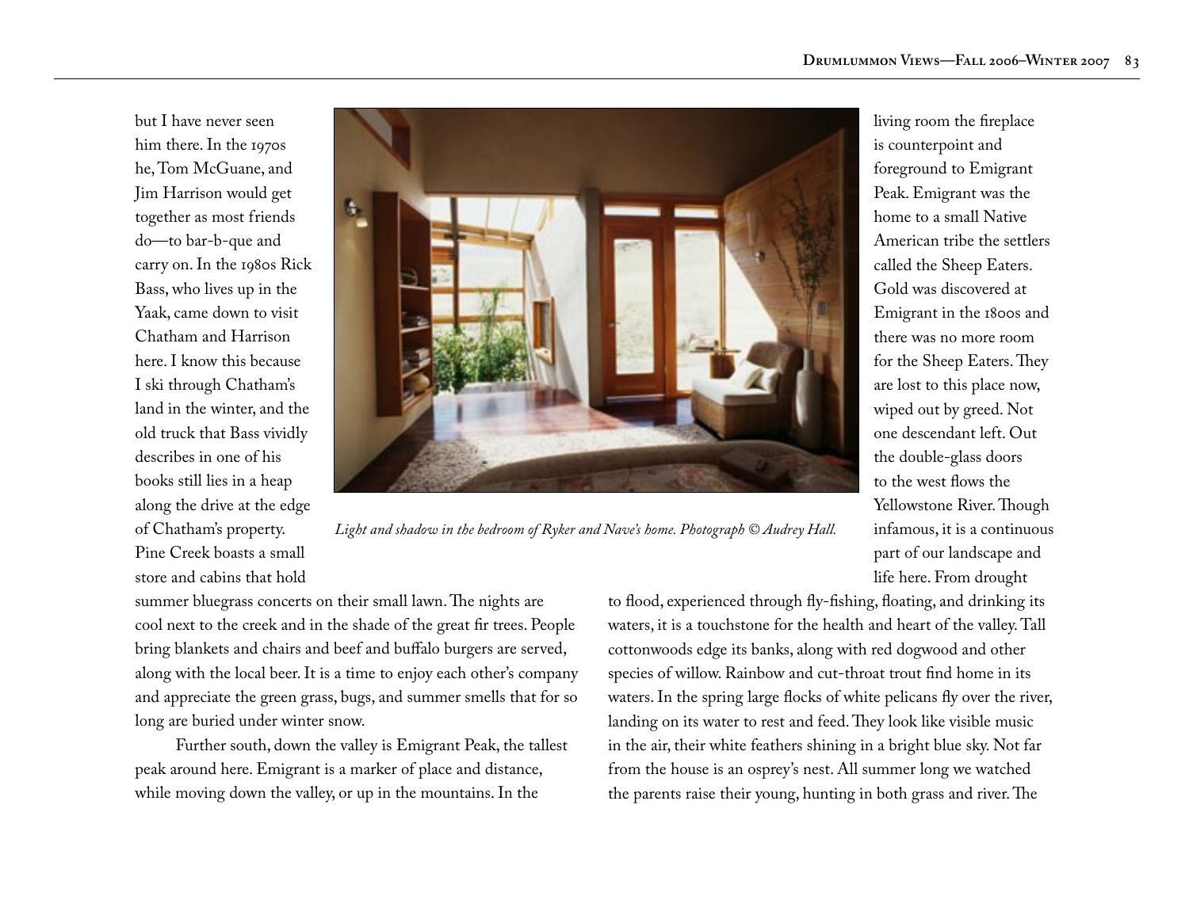but I have never seen him there. In the 1970s he, Tom McGuane, and Jim Harrison would get together as most friends do—to bar-b-que and carry on. In the 1980s Rick Bass, who lives up in the Yaak, came down to visit Chatham and Harrison here. I know this because I ski through Chatham's land in the winter, and the old truck that Bass vividly describes in one of his books still lies in a heap along the drive at the edge of Chatham's property. Pine Creek boasts a small store and cabins that hold summer bluegrass concerts on their small lawn. The nights are cool next to the creek and in the shade of the great fir trees. People bring blankets and chairs and beef and buffalo burgers are served, along with the local beer. It is a time to enjoy each other's company and appreciate the green grass, bugs, and summer smells that for so long are buried under winter snow.

*Light and shadow in the bedroom of Ryker and Nave's home. Photograph © Audrey Hall.*

Further south, down the valley is Emigrant Peak, the tallest peak around here. Emigrant is a marker of place and distance, while moving down the valley, or up in the mountains. In the living room the fireplace is counterpoint and foreground to Emigrant Peak. Emigrant was the home to a small Native American tribe the settlers called the Sheep Eaters. Gold was discovered at Emigrant in the 1800s and there was no more room for the Sheep Eaters. They are lost to this place now, wiped out by greed. Not one descendant left. Out the double-glass doors to the west flows the Yellowstone River. Though infamous, it is a continuous part of our landscape and life here. From drought to flood, experienced through fly-fishing, floating, and drinking its waters, it is a touchstone for the health and heart of the valley. Tall cottonwoods edge its banks, along with red dogwood and other species of willow. Rainbow and cut-throat trout find home in its waters. In the spring large flocks of white pelicans fly over the river, landing on its water to rest and feed. They look like visible music in the air, their white feathers shining in a bright blue sky. Not far from the house is an osprey's nest. All summer long we watched the parents raise their young, hunting in both grass and river. The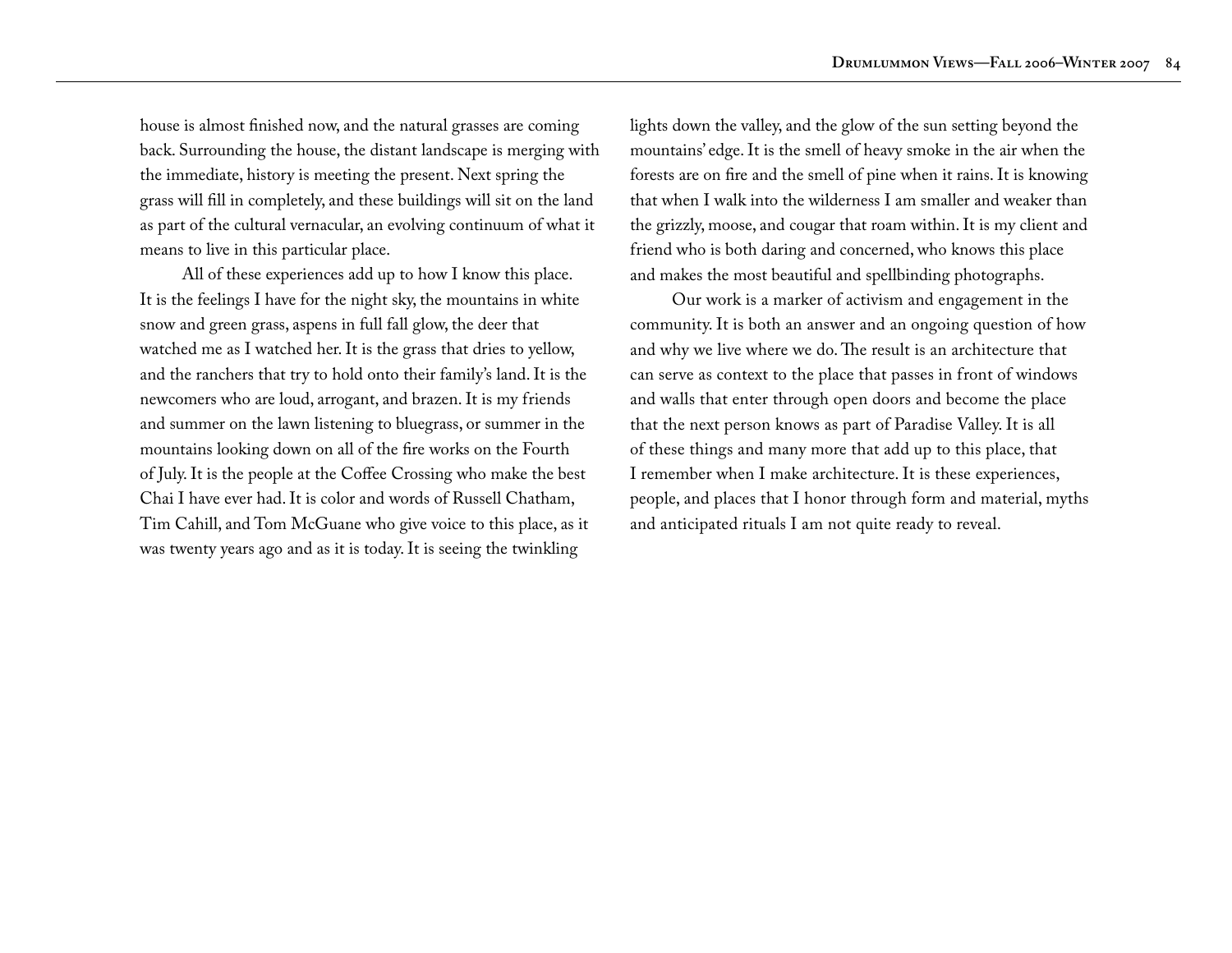house is almost finished now, and the natural grasses are coming back. Surrounding the house, the distant landscape is merging with the immediate, history is meeting the present. Next spring the grass will fill in completely, and these buildings will sit on the land as part of the cultural vernacular, an evolving continuum of what it means to live in this particular place.

All of these experiences add up to how I know this place. It is the feelings I have for the night sky, the mountains in white snow and green grass, aspens in full fall glow, the deer that watched me as I watched her. It is the grass that dries to yellow, and the ranchers that try to hold onto their family's land. It is the newcomers who are loud, arrogant, and brazen. It is my friends and summer on the lawn listening to bluegrass, or summer in the mountains looking down on all of the fire works on the Fourth of July. It is the people at the Coffee Crossing who make the best Chai I have ever had. It is color and words of Russell Chatham, Tim Cahill, and Tom McGuane who give voice to this place, as it was twenty years ago and as it is today. It is seeing the twinkling lights down the valley, and the glow of the sun setting beyond the mountains' edge. It is the smell of heavy smoke in the air when the forests are on fire and the smell of pine when it rains. It is knowing that when I walk into the wilderness I am smaller and weaker than the grizzly, moose, and cougar that roam within. It is my client and friend who is both daring and concerned, who knows this place and makes the most beautiful and spellbinding photographs.

Our work is a marker of activism and engagement in the community. It is both an answer and an ongoing question of how and why we live where we do. The result is an architecture that can serve as context to the place that passes in front of windows and walls that enter through open doors and become the place that the next person knows as part of Paradise Valley. It is all of these things and many more that add up to this place, that I remember when I make architecture. It is these experiences, people, and places that I honor through form and material, myths and anticipated rituals I am not quite ready to reveal.